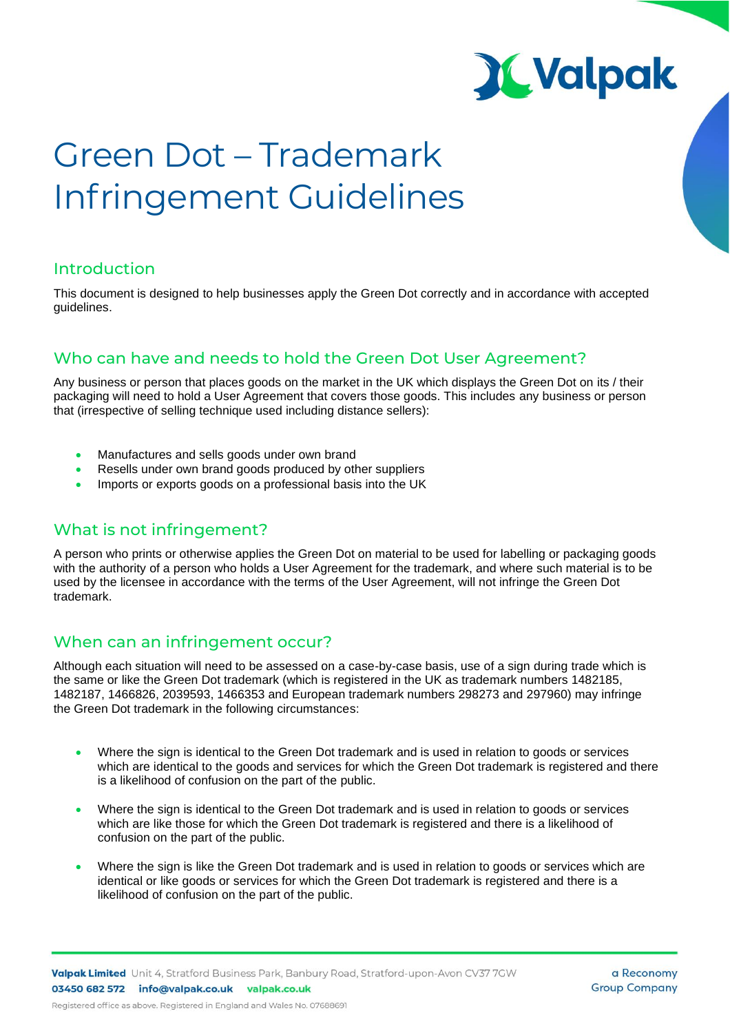# Green Dot – Trademark Infringement Guidelines

## Introduction

This document is designed to help businesses apply the Green Dot correctly and in accordance with accepted guidelines.

## Who can have and needs to hold the Green Dot User Agreement?

Any business or person that places goods on the market in the UK which displays the Green Dot on its / their packaging will need to hold a User Agreement that covers those goods. This includes any business or person that (irrespective of selling technique used including distance sellers):

- Manufactures and sells goods under own brand
- Resells under own brand goods produced by other suppliers
- Imports or exports goods on a professional basis into the UK

## What is not infringement?

A person who prints or otherwise applies the Green Dot on material to be used for labelling or packaging goods with the authority of a person who holds a User Agreement for the trademark, and where such material is to be used by the licensee in accordance with the terms of the User Agreement, will not infringe the Green Dot trademark.

## When can an infringement occur?

Although each situation will need to be assessed on a case-by-case basis, use of a sign during trade which is the same or like the Green Dot trademark (which is registered in the UK as trademark numbers 1482185, 1482187, 1466826, 2039593, 1466353 and European trademark numbers 298273 and 297960) may infringe the Green Dot trademark in the following circumstances:

- Where the sign is identical to the Green Dot trademark and is used in relation to goods or services which are identical to the goods and services for which the Green Dot trademark is registered and there is a likelihood of confusion on the part of the public.
- Where the sign is identical to the Green Dot trademark and is used in relation to goods or services which are like those for which the Green Dot trademark is registered and there is a likelihood of confusion on the part of the public.
- Where the sign is like the Green Dot trademark and is used in relation to goods or services which are identical or like goods or services for which the Green Dot trademark is registered and there is a likelihood of confusion on the part of the public.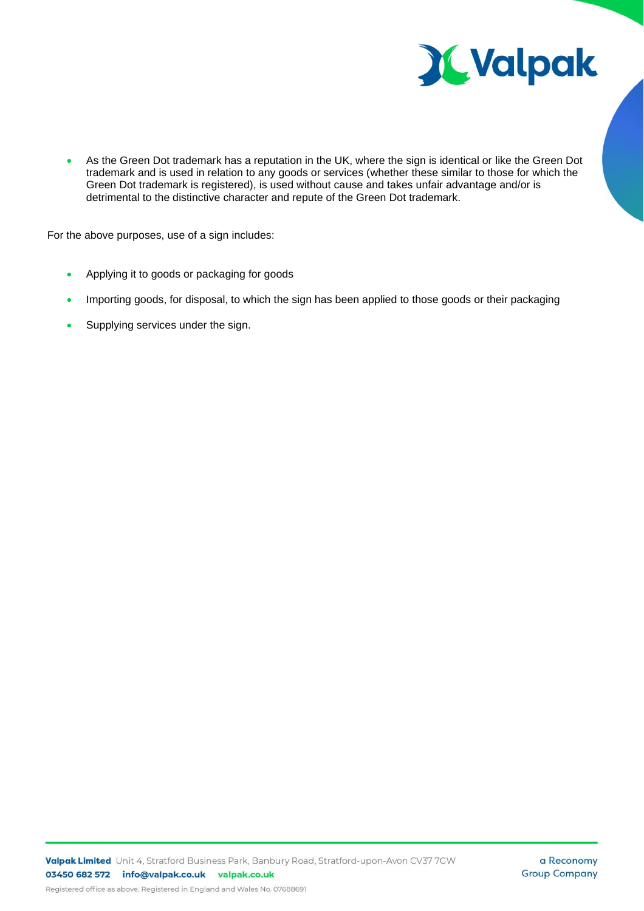- As the Green Dot trademark has a reputation in the UK, where the sign is identical or like the Green Dot trademark and is used in relation to any goods or services (whether these similar to those for which the Green Dot trademark is registered), is used without cause and takes unfair advantage and/or is detrimental to the distinctive character and repute of the Green Dot trademark.

For the above purposes, use of a sign includes:

- Applying it to goods or packaging for goods
- Importing goods, for disposal, to which the sign has been applied to those goods or their packaging
- Supplying services under the sign.